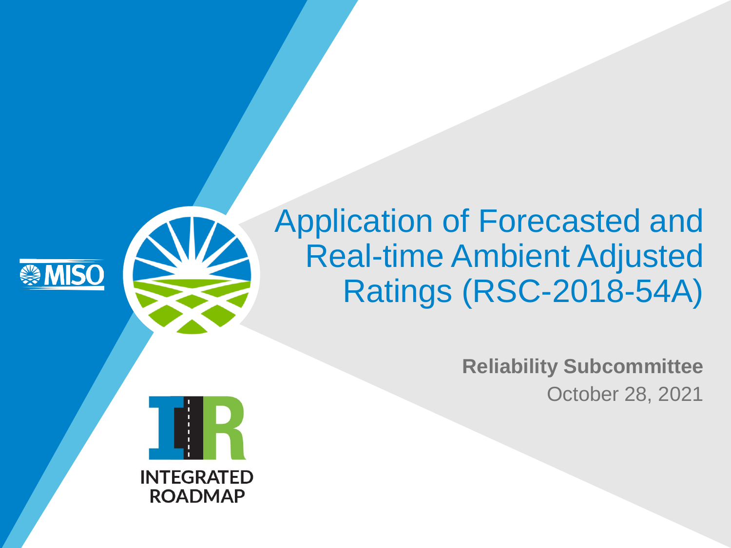# Application of Forecasted and Real-time Ambient Adjusted Ratings (RSC-2018-54A)

**Reliability Subcommittee**

October 28, 2021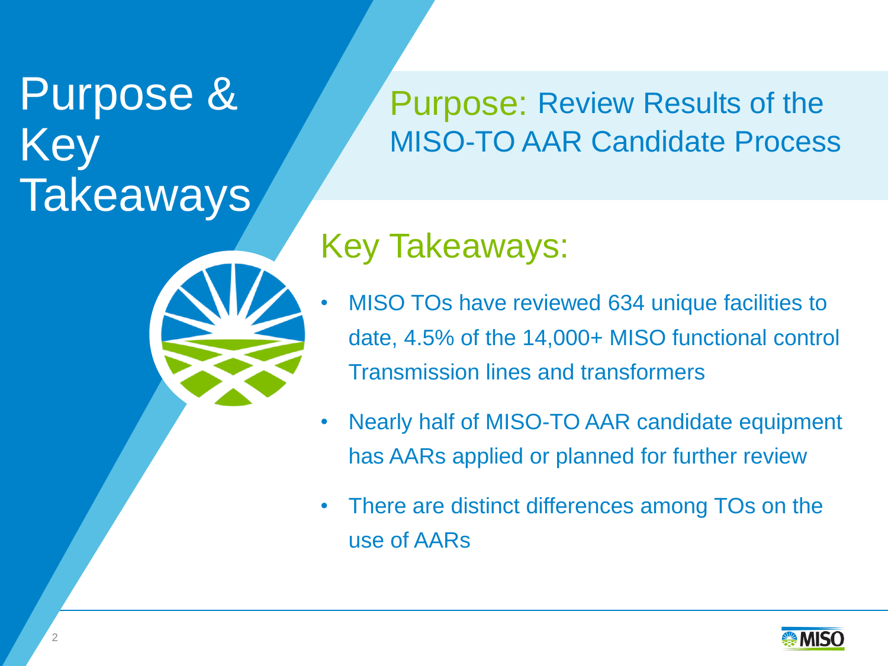# Purpose & Key Takeaways

**Purpose:** Review Results of the MISO-TO AAR Candidate Process

## Key Takeaways:

- MISO TOs have reviewed 634 unique facilities to date, 4.5% of the 14,000+ MISO functional control Transmission lines and transformers
- Nearly half of MISO-TO AAR candidate equipment has AARs applied or planned for further review
- There are distinct differences among TOs on the use of AARs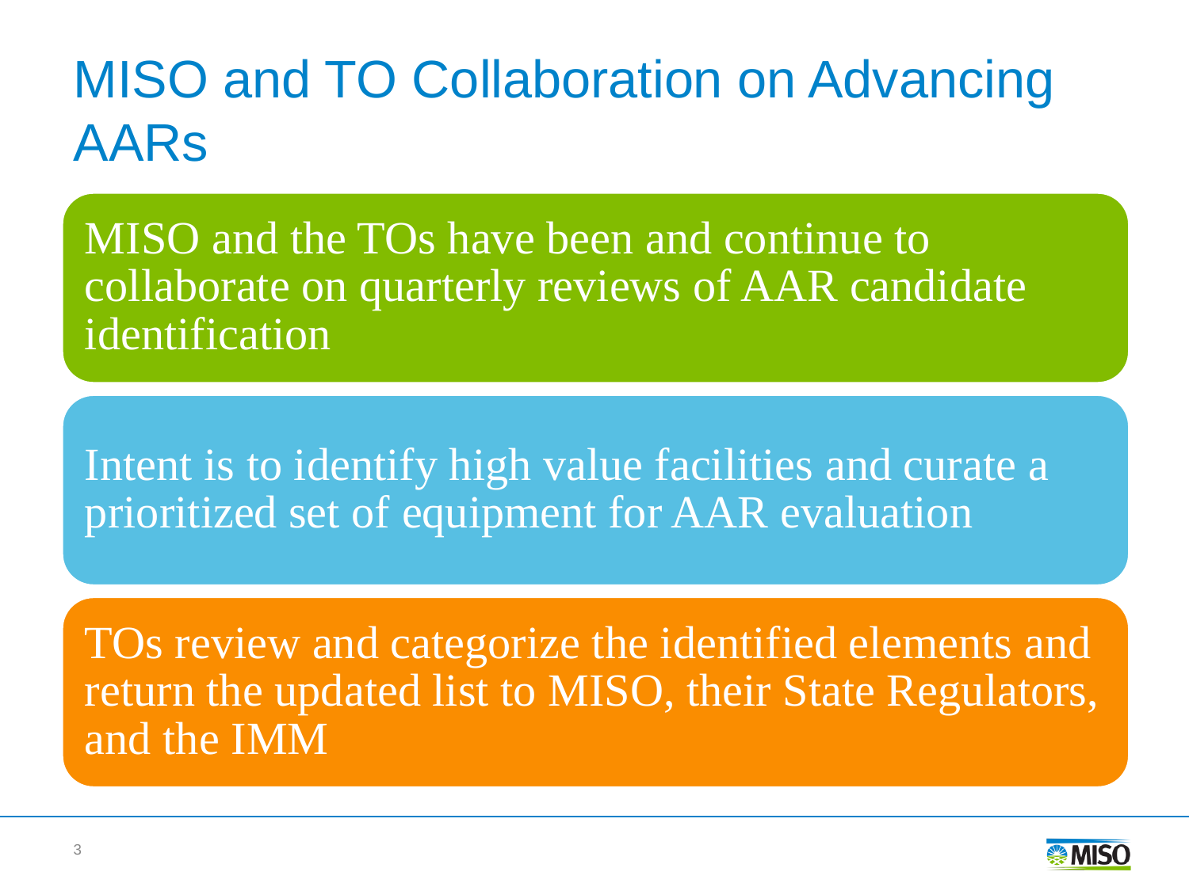# MISO and TO Collaboration on Advancing AARs

MISO and the TOs have been and continue to collaborate on quarterly reviews of AAR candidate identification

Intent is to identify high value facilities and curate a prioritized set of equipment for AAR evaluation

TOs review and categorize the identified elements and return the updated list to MISO, their State Regulators, and the IMM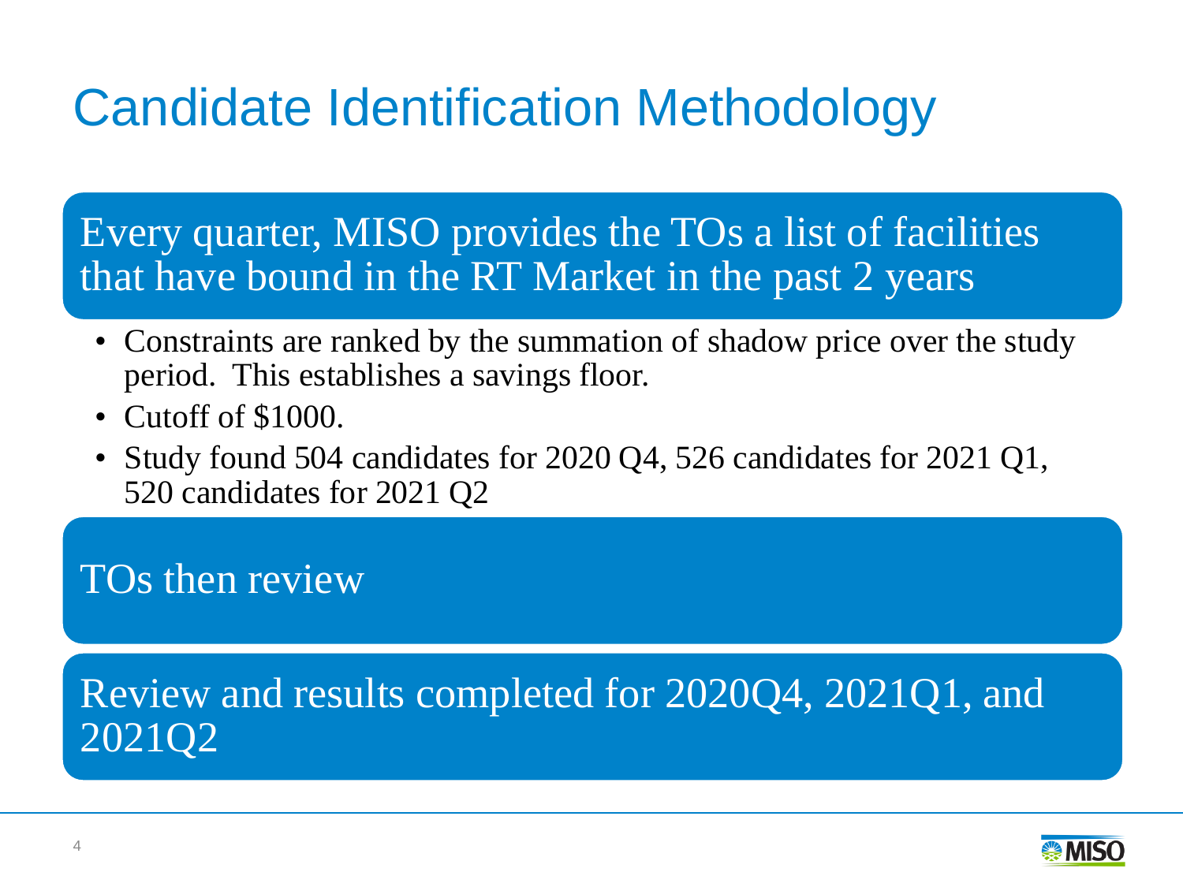# Candidate Identification Methodology

Every quarter, MISO provides the TOs a list of facilities that have bound in the RT Market in the past 2 years

- Constraints are ranked by the summation of shadow price over the study period. This establishes a savings floor.
- Cutoff of $1000.
- Study found 504 candidates for 2020 Q4, 526 candidates for 2021 Q1, 520 candidates for 2021 Q2

TOs then review

Review and results completed for 2020Q4, 2021Q1, and 2021Q2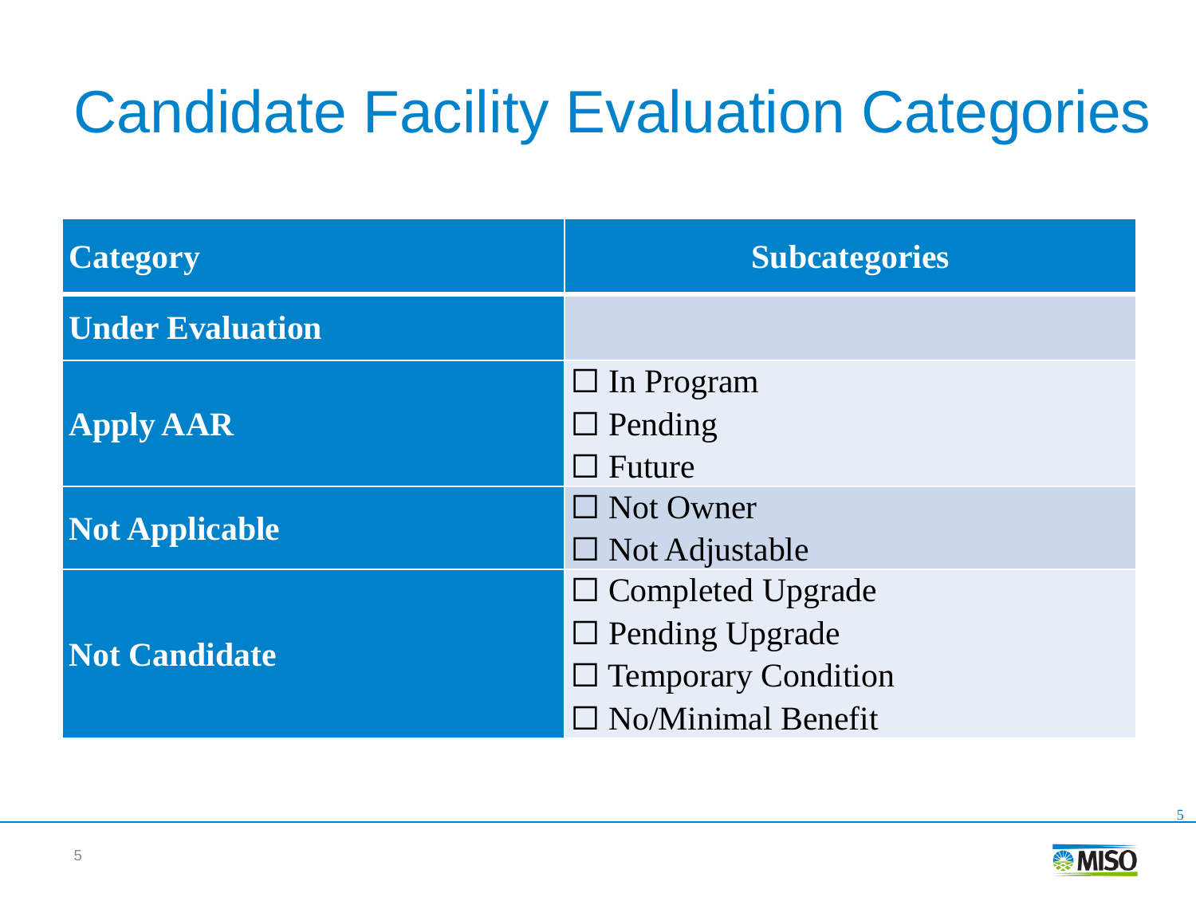# Candidate Facility Evaluation Categories

| Category | Subcategories |
|---|---|
| **Under Evaluation** | |
| **Apply AAR** | ☐ In Program<br>☐ Pending<br>☐ Future |
| **Not Applicable** | ☐ Not Owner<br>☐ Not Adjustable |
| **Not Candidate** | ☐ Completed Upgrade<br>☐ Pending Upgrade<br>☐ Temporary Condition<br>☐ No/Minimal Benefit |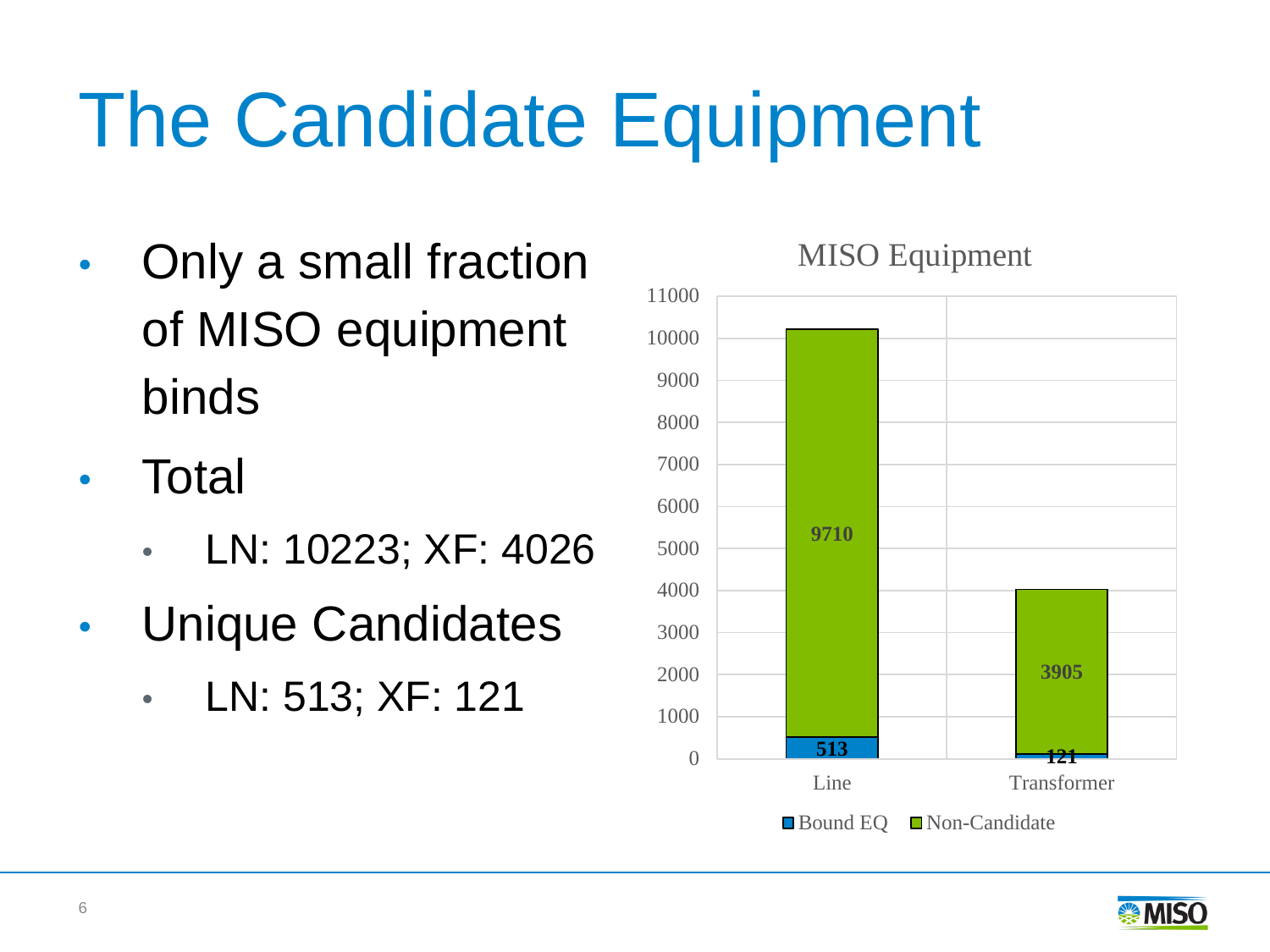# The Candidate Equipment

- Only a small fraction of MISO equipment binds
- Total
  - LN: 10223; XF: 4026
- Unique Candidates
  - LN: 513; XF: 121

MISO Equipment

| | Bound EQ | Non-Candidate |
|---|---|---|
| Line | 513 | 9710 |
| Transformer | 121 | 3905 |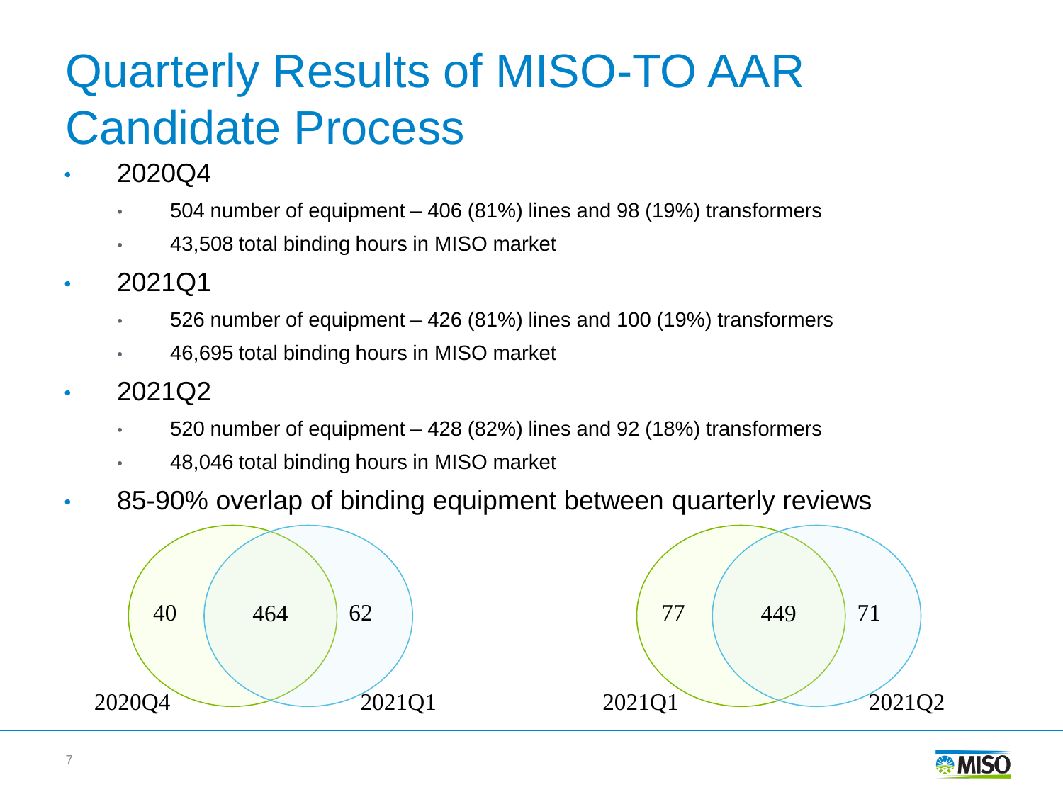# Quarterly Results of MISO-TO AAR Candidate Process

- 2020Q4
  - 504 number of equipment – 406 (81%) lines and 98 (19%) transformers
  - 43,508 total binding hours in MISO market
- 2021Q1
  - 526 number of equipment – 426 (81%) lines and 100 (19%) transformers
  - 46,695 total binding hours in MISO market
- 2021Q2
  - 520 number of equipment – 428 (82%) lines and 92 (18%) transformers
  - 48,046 total binding hours in MISO market
- 85-90% overlap of binding equipment between quarterly reviews

| | Only in earlier quarter | Overlap | Only in later quarter |
|---|---|---|---|
| 2020Q4 vs 2021Q1 | 40 | 464 | 62 |
| 2021Q1 vs 2021Q2 | 77 | 449 | 71 |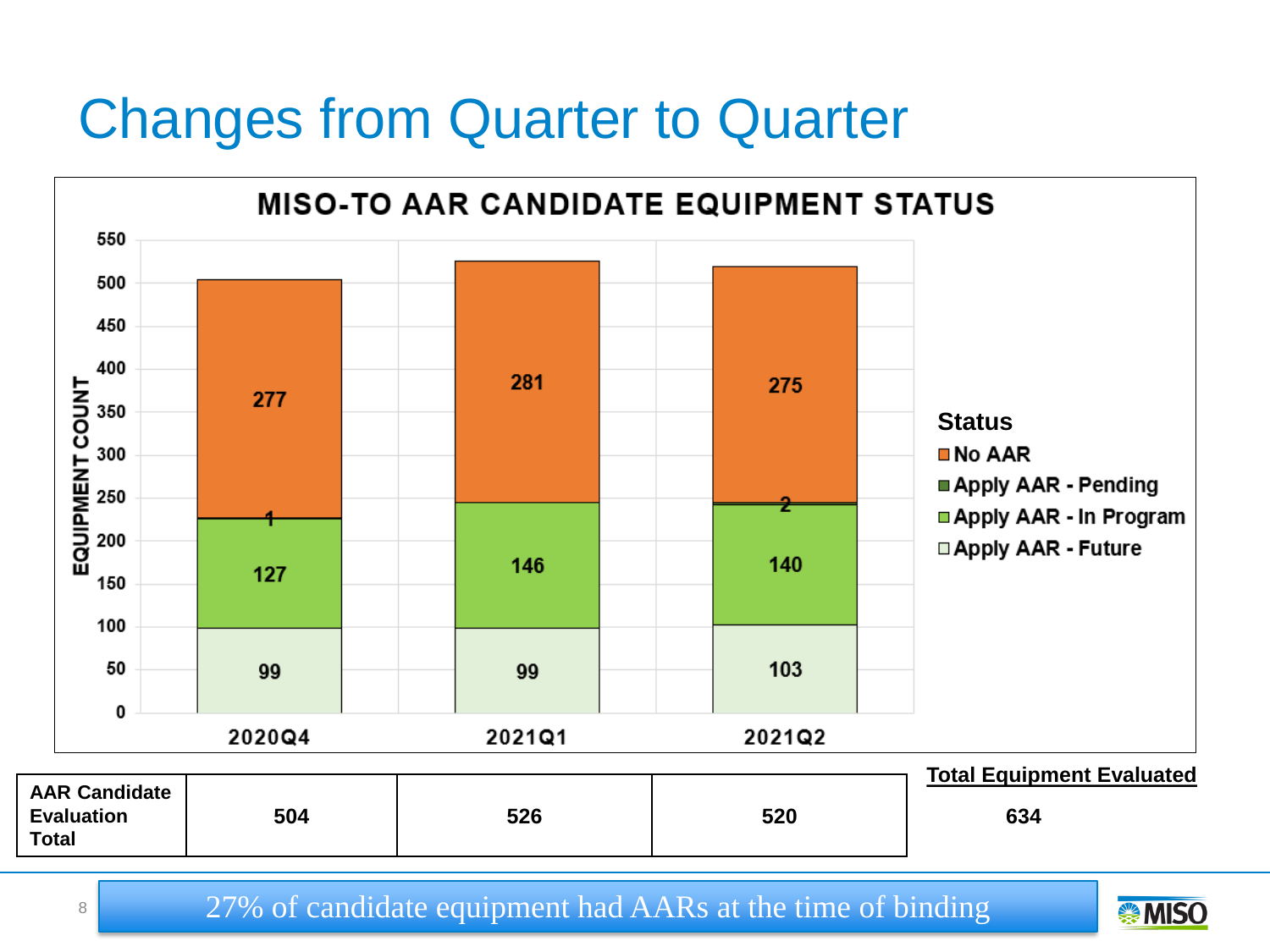# Changes from Quarter to Quarter

**MISO-TO AAR CANDIDATE EQUIPMENT STATUS**

| Status | 2020Q4 | 2021Q1 | 2021Q2 |
|---|---|---|---|
| No AAR | 277 | 281 | 275 |
| Apply AAR - Pending | 1 | | 2 |
| Apply AAR - In Program | 127 | 146 | 140 |
| Apply AAR - Future | 99 | 99 | 103 |

| | 2020Q4 | 2021Q1 | 2021Q2 | Total Equipment Evaluated |
|---|---|---|---|---|
| **AAR Candidate Evaluation Total** | **504** | **526** | **520** | **634** |

27% of candidate equipment had AARs at the time of binding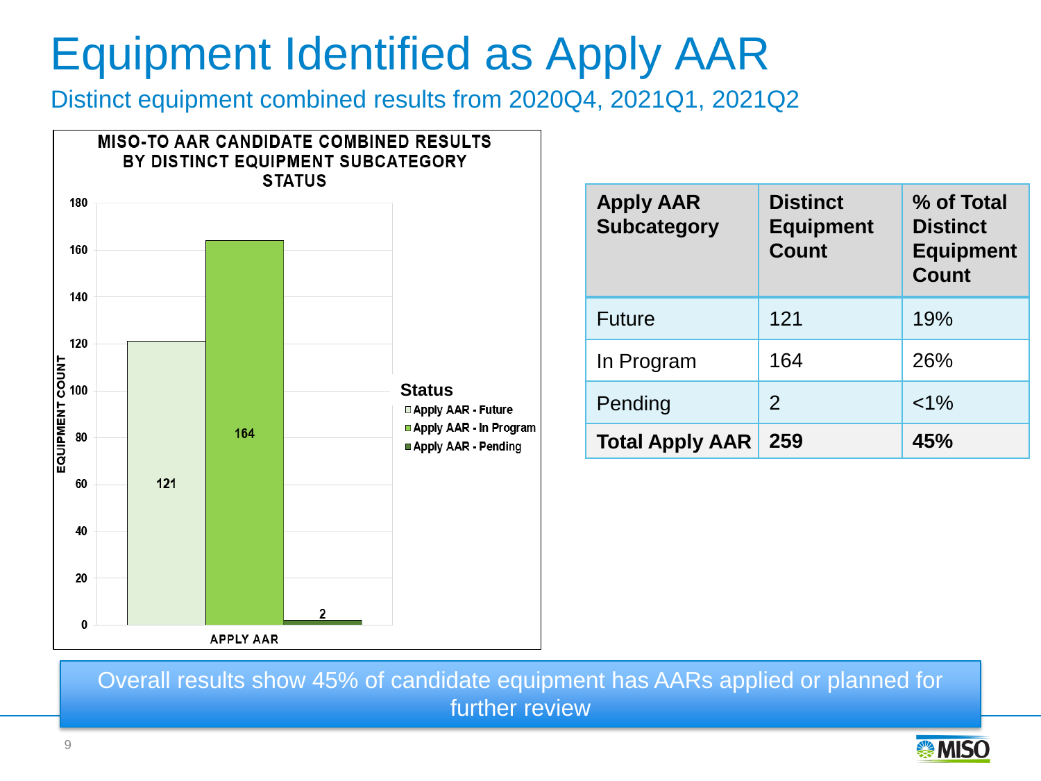# Equipment Identified as Apply AAR

Distinct equipment combined results from 2020Q4, 2021Q1, 2021Q2

**MISO-TO AAR CANDIDATE COMBINED RESULTS BY DISTINCT EQUIPMENT SUBCATEGORY STATUS**

| Status | Equipment Count |
| --- | --- |
| Apply AAR - Future | 121 |
| Apply AAR - In Program | 164 |
| Apply AAR - Pending | 2 |

| Apply AAR Subcategory | Distinct Equipment Count | % of Total Distinct Equipment Count |
| --- | --- | --- |
| Future | 121 | 19% |
| In Program | 164 | 26% |
| Pending | 2 | <1% |
| **Total Apply AAR** | **259** | **45%** |

Overall results show 45% of candidate equipment has AARs applied or planned for further review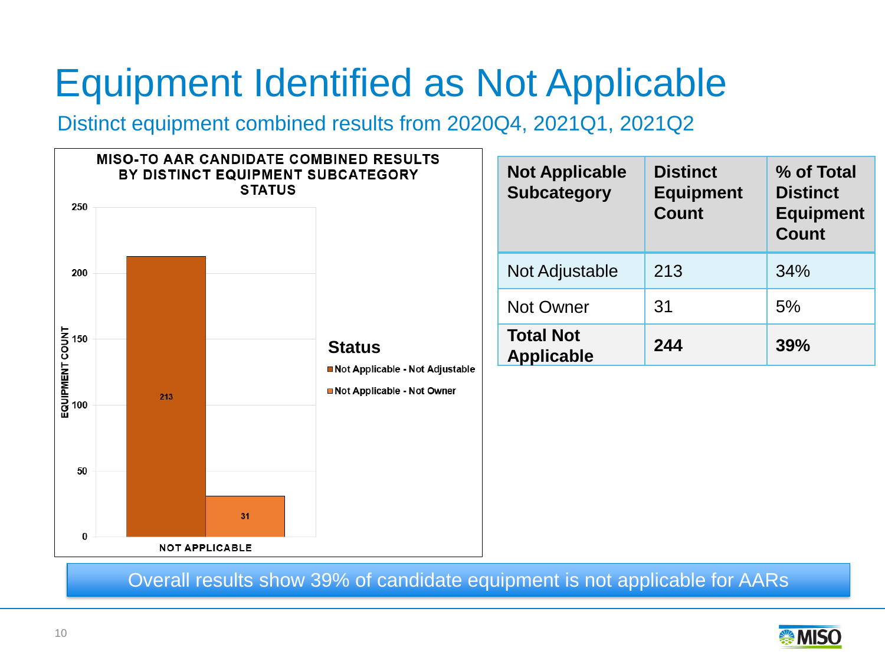# Equipment Identified as Not Applicable

Distinct equipment combined results from 2020Q4, 2021Q1, 2021Q2

**MISO-TO AAR CANDIDATE COMBINED RESULTS BY DISTINCT EQUIPMENT SUBCATEGORY STATUS**

| Status | Equipment Count |
|---|---|
| Not Applicable - Not Adjustable | 213 |
| Not Applicable - Not Owner | 31 |

| Not Applicable Subcategory | Distinct Equipment Count | % of Total Distinct Equipment Count |
|---|---|---|
| Not Adjustable | 213 | 34% |
| Not Owner | 31 | 5% |
| **Total Not Applicable** | **244** | **39%** |

Overall results show 39% of candidate equipment is not applicable for AARs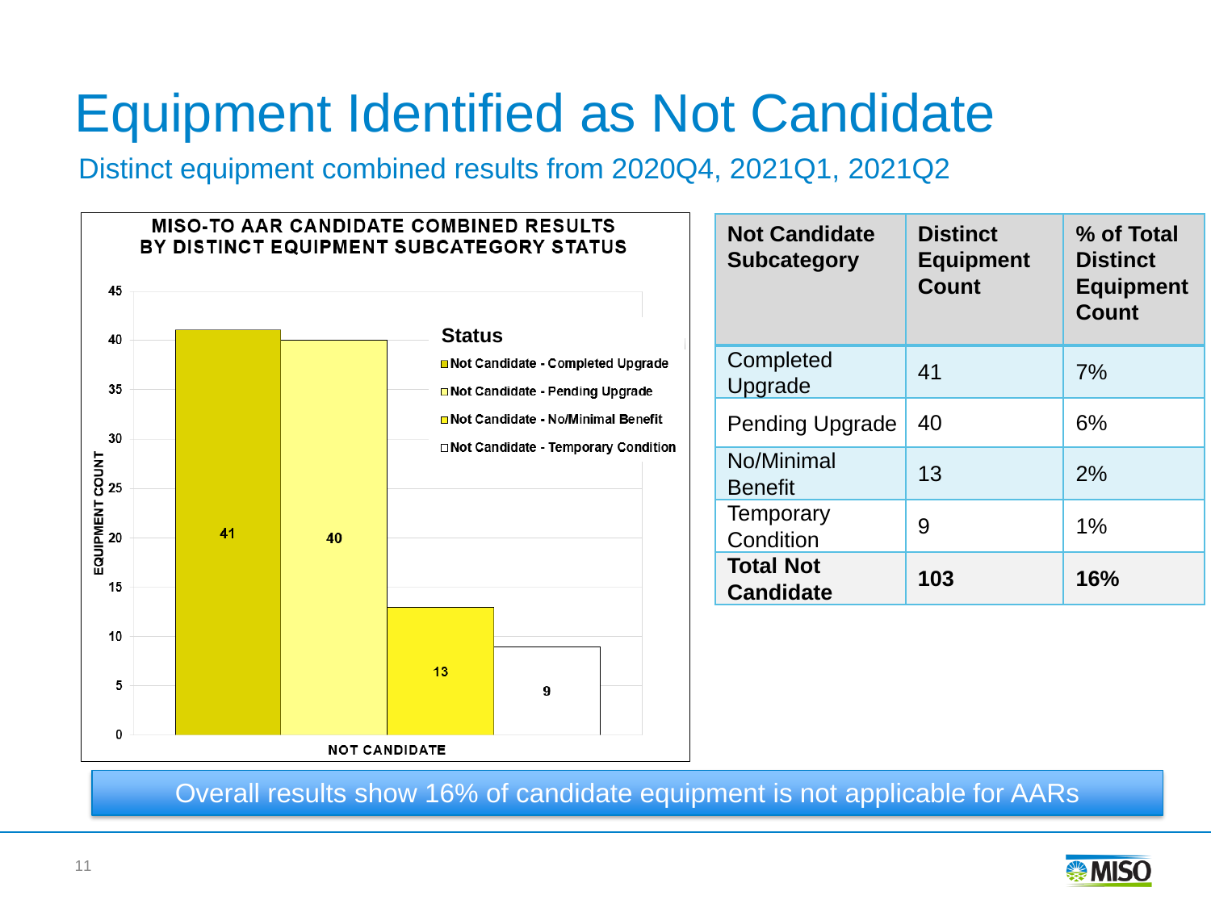# Equipment Identified as Not Candidate

## Distinct equipment combined results from 2020Q4, 2021Q1, 2021Q2

**MISO-TO AAR CANDIDATE COMBINED RESULTS BY DISTINCT EQUIPMENT SUBCATEGORY STATUS**

| Status | Equipment Count |
|---|---|
| Not Candidate - Completed Upgrade | 41 |
| Not Candidate - Pending Upgrade | 40 |
| Not Candidate - No/Minimal Benefit | 13 |
| Not Candidate - Temporary Condition | 9 |

| Not Candidate Subcategory | Distinct Equipment Count | % of Total Distinct Equipment Count |
|---|---|---|
| Completed Upgrade | 41 | 7% |
| Pending Upgrade | 40 | 6% |
| No/Minimal Benefit | 13 | 2% |
| Temporary Condition | 9 | 1% |
| **Total Not Candidate** | **103** | **16%** |

Overall results show 16% of candidate equipment is not applicable for AARs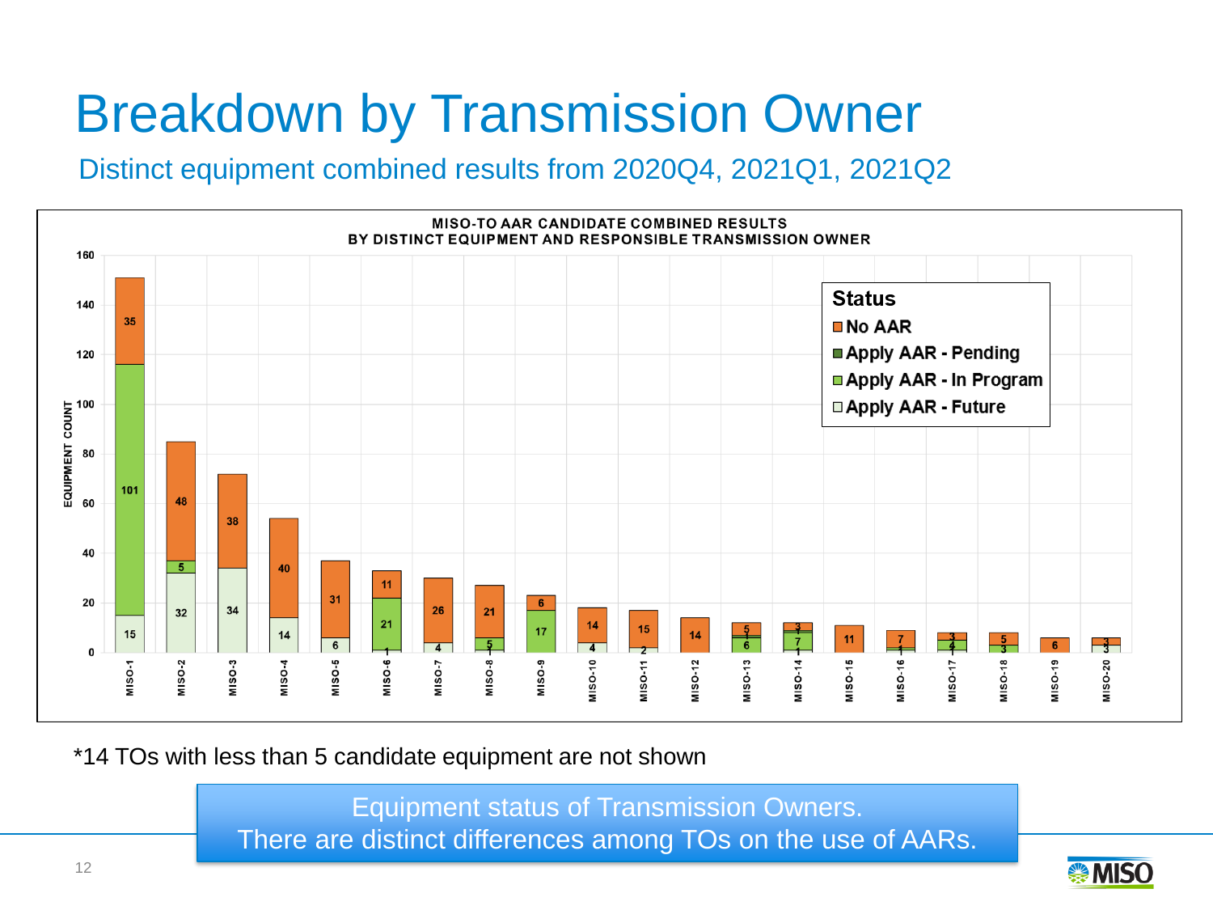# Breakdown by Transmission Owner

## Distinct equipment combined results from 2020Q4, 2021Q1, 2021Q2

**MISO-TO AAR CANDIDATE COMBINED RESULTS BY DISTINCT EQUIPMENT AND RESPONSIBLE TRANSMISSION OWNER**

| TO | Apply AAR - Future | Apply AAR - In Program | Apply AAR - Pending | No AAR |
|---|---|---|---|---|
| MISO-1 | 15 | 101 | | 35 |
| MISO-2 | 32 | 5 | | 48 |
| MISO-3 | 34 | | | 38 |
| MISO-4 | 14 | | | 40 |
| MISO-5 | 6 | | | 31 |
| MISO-6 | 1 | 21 | | 11 |
| MISO-7 | 4 | | | 26 |
| MISO-8 | 1 | 5 | | 21 |
| MISO-9 | | 17 | | 6 |
| MISO-10 | 4 | | | 14 |
| MISO-11 | 2 | | | 15 |
| MISO-12 | | | | 14 |
| MISO-13 | | 6 | 1 | 5 |
| MISO-14 | 1 | 7 | 1 | 3 |
| MISO-15 | | | | 11 |
| MISO-16 | 1 | 1 | | 7 |
| MISO-17 | 1 | 4 | | 3 |
| MISO-18 | | 3 | | 5 |
| MISO-19 | | | | 6 |
| MISO-20 | 3 | | | 3 |

*14 TOs with less than 5 candidate equipment are not shown

Equipment status of Transmission Owners.
There are distinct differences among TOs on the use of AARs.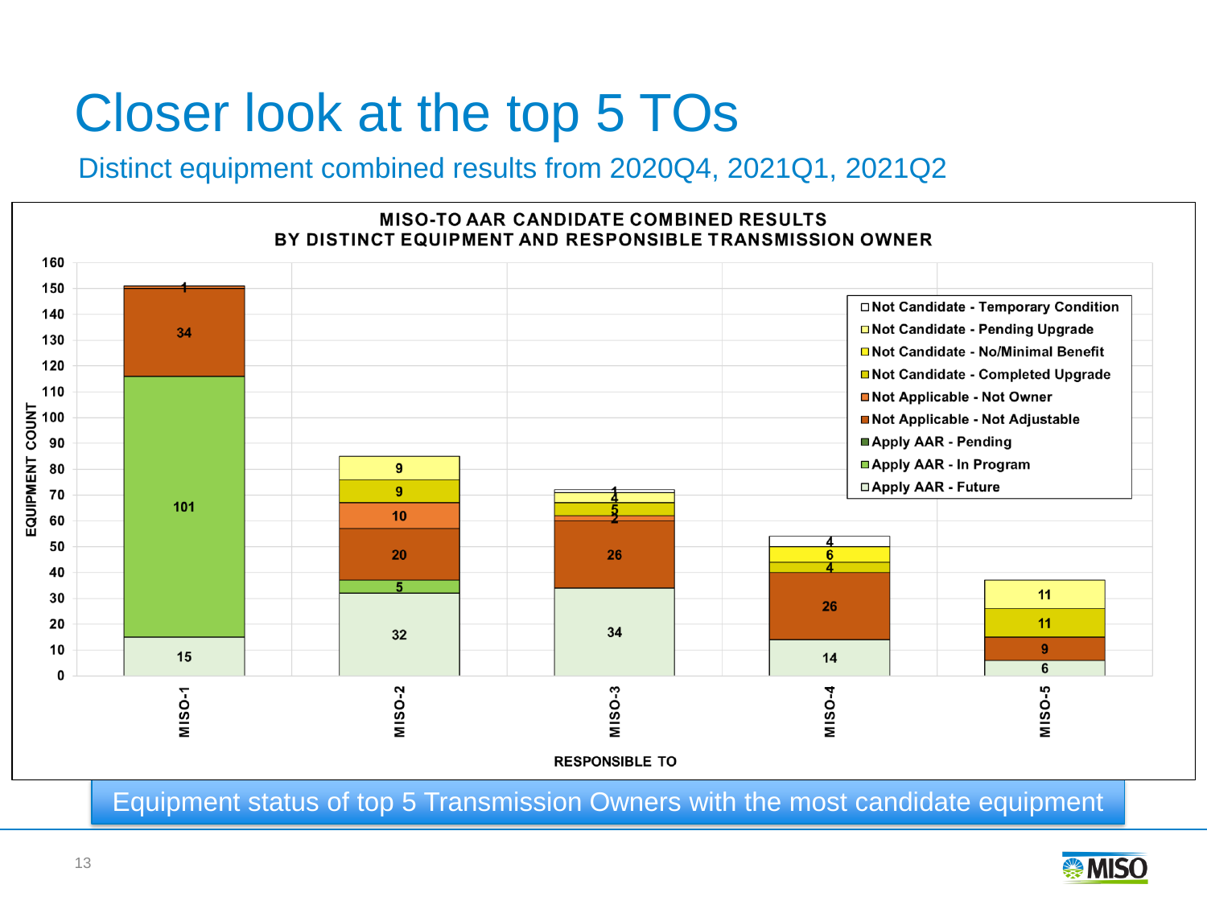# Closer look at the top 5 TOs

Distinct equipment combined results from 2020Q4, 2021Q1, 2021Q2

**MISO-TO AAR CANDIDATE COMBINED RESULTS BY DISTINCT EQUIPMENT AND RESPONSIBLE TRANSMISSION OWNER**

| Category | MISO-1 | MISO-2 | MISO-3 | MISO-4 | MISO-5 |
|---|---|---|---|---|---|
| Apply AAR - Future | 15 | 32 | 34 | 14 | 6 |
| Apply AAR - In Program | 101 | 5 | | | |
| Apply AAR - Pending | | | | | |
| Not Applicable - Not Adjustable | 34 | 20 | 26 | 26 | 9 |
| Not Applicable - Not Owner | 1 | 10 | 2 | | |
| Not Candidate - Completed Upgrade | | 9 | 5 | 4 | 11 |
| Not Candidate - No/Minimal Benefit | | | 4 | 6 | |
| Not Candidate - Pending Upgrade | | 9 | 1 | | 11 |
| Not Candidate - Temporary Condition | | | 1 | 4 | |

Y-axis: EQUIPMENT COUNT; X-axis: RESPONSIBLE TO

Equipment status of top 5 Transmission Owners with the most candidate equipment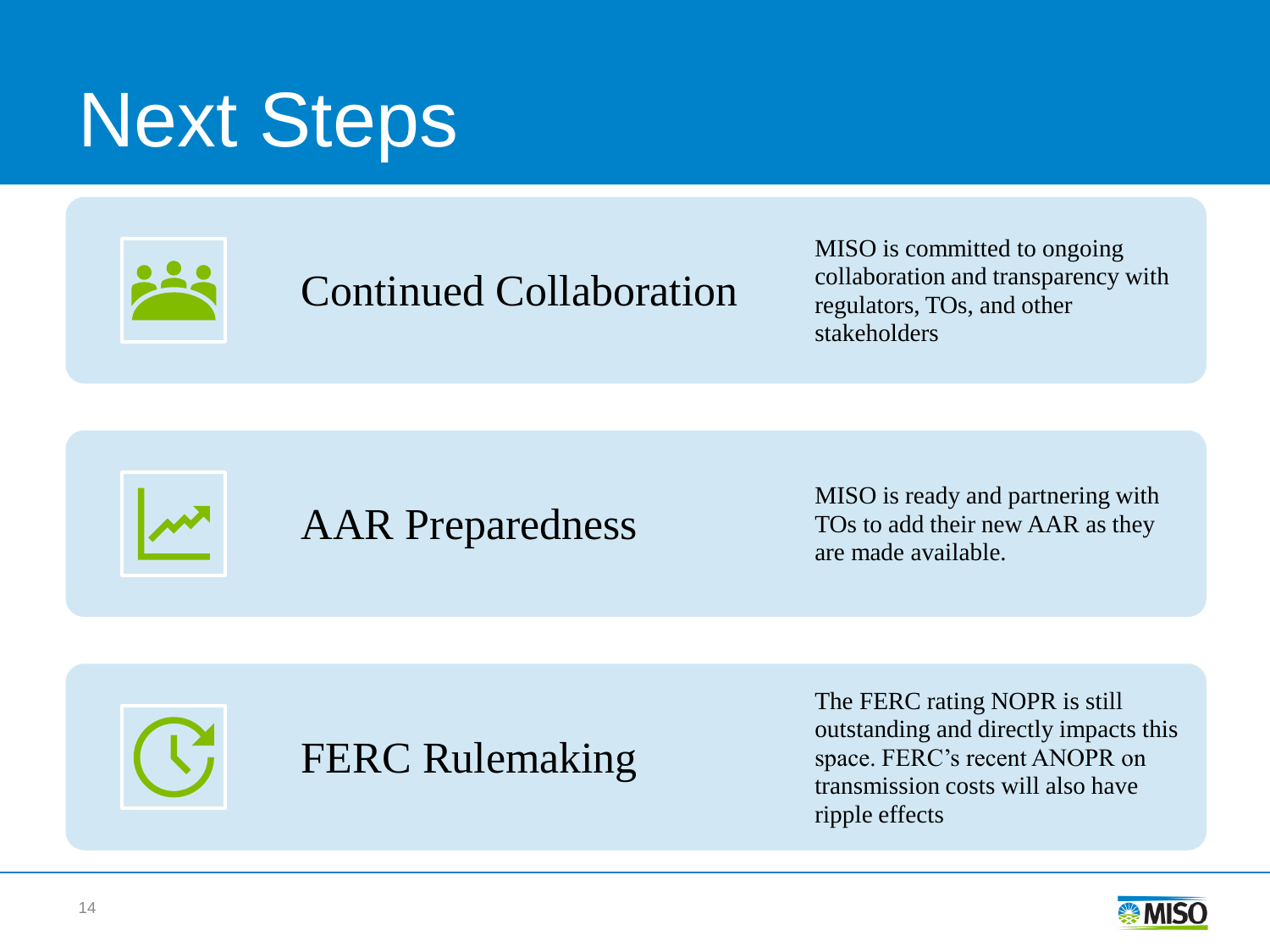# Next Steps

## Continued Collaboration

MISO is committed to ongoing collaboration and transparency with regulators, TOs, and other stakeholders

## AAR Preparedness

MISO is ready and partnering with TOs to add their new AAR as they are made available.

## FERC Rulemaking

The FERC rating NOPR is still outstanding and directly impacts this space. FERC's recent ANOPR on transmission costs will also have ripple effects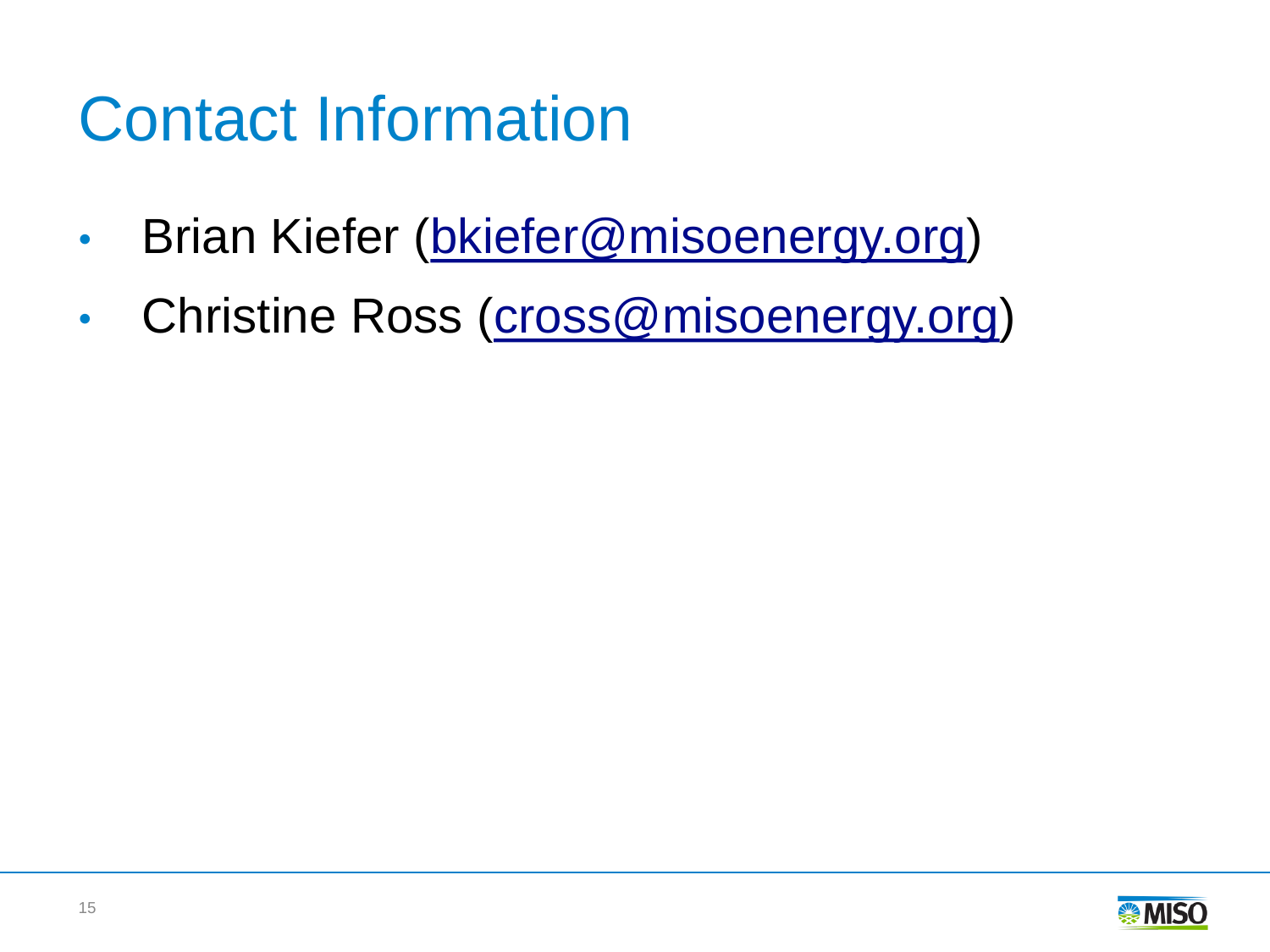# Contact Information

- Brian Kiefer (bkiefer@misoenergy.org)
- Christine Ross (cross@misoenergy.org)